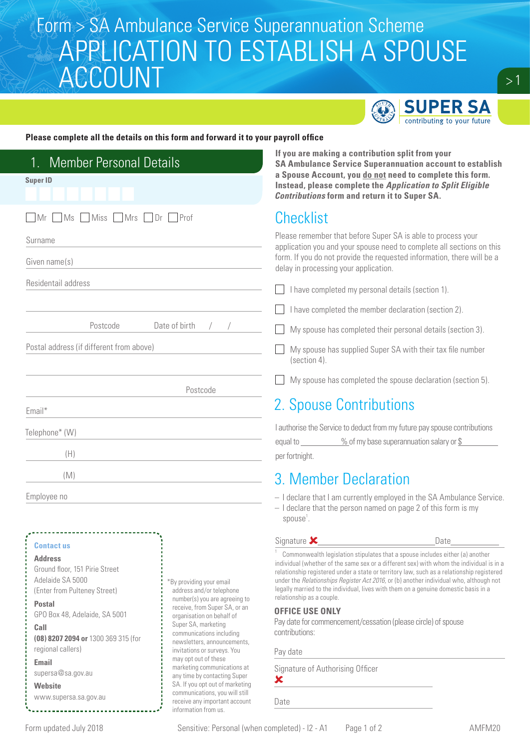Form > SA Ambulance Service Superannuation Scheme

# APPLICATION TO ESTABLISH A SPOUSE ACCOUNT

SUPER SA
contributing to your future

**Please complete all the details on this form and forward it to your payroll office**

## 1. Member Personal Details

**Super ID**

☐ Mr ☐ Ms ☐ Miss ☐ Mrs ☐ Dr ☐ Prof

Surname

Given name(s)

Residentail address

Postcode Date of birth / /

Postal address (if different from above)

Postcode

Email*

Telephone* (W)

(H)

(M)

Employee no

**Contact us**

**Address**
Ground floor, 151 Pirie Street
Adelaide SA 5000
(Enter from Pulteney Street)

**Postal**
GPO Box 48, Adelaide, SA 5001

**Call**
**(08) 8207 2094 or** 1300 369 315 (for regional callers)

**Email**
supersa@sa.gov.au

**Website**
www.supersa.sa.gov.au

*By providing your email address and/or telephone number(s) you are agreeing to receive, from Super SA, or an organisation on behalf of Super SA, marketing communications including newsletters, announcements, invitations or surveys. You may opt out of these marketing communications at any time by contacting Super SA. If you opt out of marketing communications, you will still receive any important account information from us.

**If you are making a contribution split from your SA Ambulance Service Superannuation account to establish a Spouse Account, you do not need to complete this form. Instead, please complete the *Application to Split Eligible Contributions* form and return it to Super SA.**

## Checklist

Please remember that before Super SA is able to process your application you and your spouse need to complete all sections on this form. If you do not provide the requested information, there will be a delay in processing your application.

☐ I have completed my personal details (section 1).

☐ I have completed the member declaration (section 2).

☐ My spouse has completed their personal details (section 3).

☐ My spouse has supplied Super SA with their tax file number (section 4).

☐ My spouse has completed the spouse declaration (section 5).

## 2. Spouse Contributions

I authorise the Service to deduct from my future pay spouse contributions equal to __________% of my base superannuation salary or $__________ per fortnight.

## 3. Member Declaration

- I declare that I am currently employed in the SA Ambulance Service.
- I declare that the person named on page 2 of this form is my spouse[1].

Signature ✘ ______________________ Date __________

[1] Commonwealth legislation stipulates that a spouse includes either (a) another individual (whether of the same sex or a different sex) with whom the individual is in a relationship registered under a state or territory law, such as a relationship registered under the *Relationships Register Act 2016*, or (b) another individual who, although not legally married to the individual, lives with them on a genuine domestic basis in a relationship as a couple.

**OFFICE USE ONLY**

Pay date for commencement/cessation (please circle) of spouse contributions:

Pay date

Signature of Authorising Officer
✘

Date

Form updated July 2018 Sensitive: Personal (when completed) - I2 - A1 AMFM20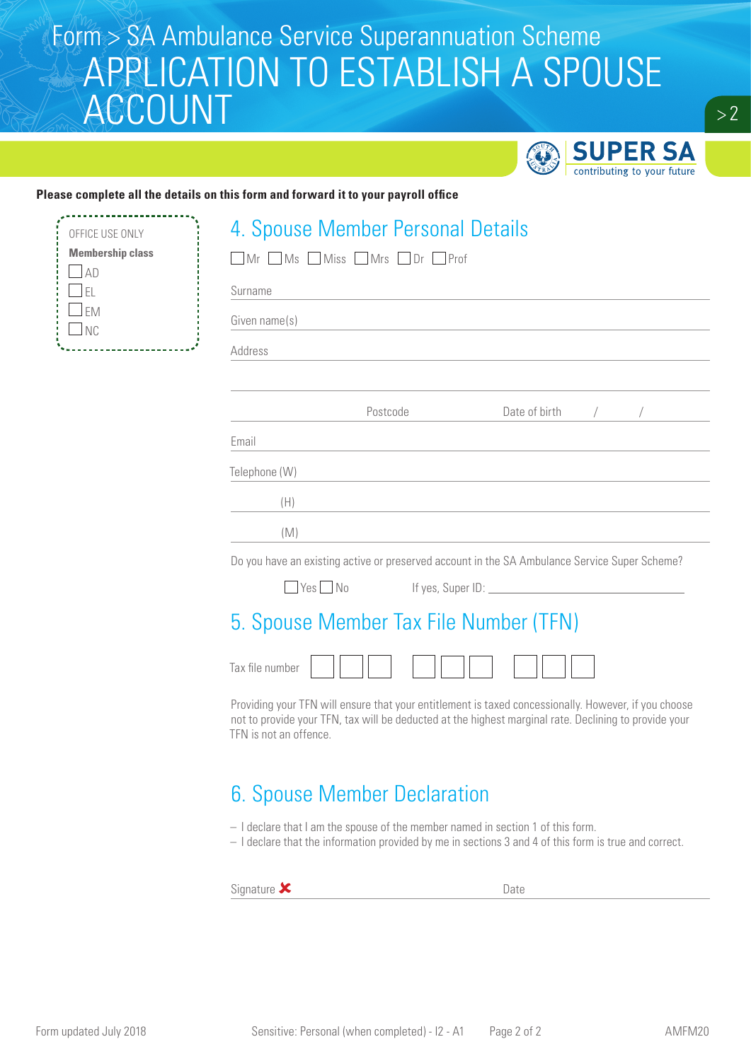Form > SA Ambulance Service Superannuation Scheme

# APPLICATION TO ESTABLISH A SPOUSE ACCOUNT

SUPER SA
contributing to your future

**Please complete all the details on this form and forward it to your payroll office**

OFFICE USE ONLY
**Membership class**
☐ AD
☐ EL
☐ EM
☐ NC

## 4. Spouse Member Personal Details

☐ Mr ☐ Ms ☐ Miss ☐ Mrs ☐ Dr ☐ Prof

Surname

Given name(s)

Address

Postcode          Date of birth   /   /

Email

Telephone (W)

(H)

(M)

Do you have an existing active or preserved account in the SA Ambulance Service Super Scheme?

☐ Yes ☐ No          If yes, Super ID: ____________________

## 5. Spouse Member Tax File Number (TFN)

Tax file number ☐☐☐ ☐☐☐ ☐☐☐

Providing your TFN will ensure that your entitlement is taxed concessionally. However, if you choose not to provide your TFN, tax will be deducted at the highest marginal rate. Declining to provide your TFN is not an offence.

## 6. Spouse Member Declaration

– I declare that I am the spouse of the member named in section 1 of this form.
– I declare that the information provided by me in sections 3 and 4 of this form is true and correct.

Signature ✘          Date

Form updated July 2018          Sensitive: Personal (when completed) - I2 - A1          AMFM20